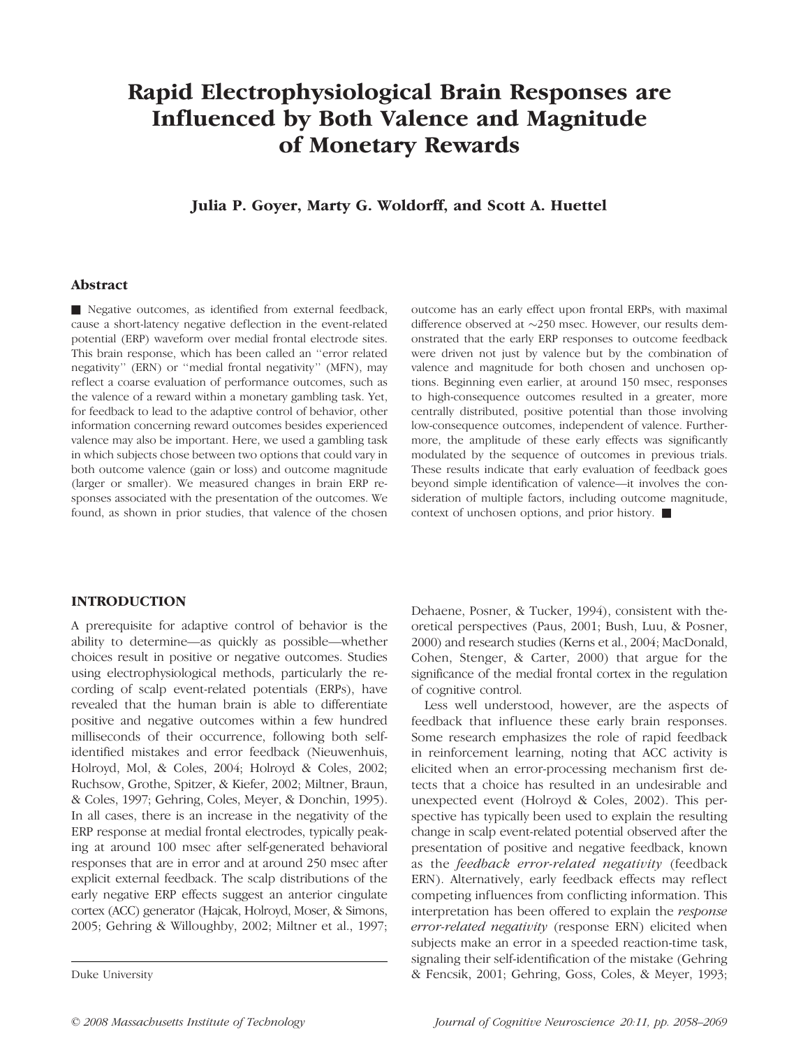# Rapid Electrophysiological Brain Responses are Influenced by Both Valence and Magnitude of Monetary Rewards

**Julia P. Goyer, Marty G. Woldorff, and Scott A. Huettel**

## Abstract

■ Negative outcomes, as identified from external feedback, cause a short-latency negative deflection in the event-related potential (ERP) waveform over medial frontal electrode sites. This brain response, which has been called an ''error related negativity'' (ERN) or ''medial frontal negativity'' (MFN), may reflect a coarse evaluation of performance outcomes, such as the valence of a reward within a monetary gambling task. Yet, for feedback to lead to the adaptive control of behavior, other information concerning reward outcomes besides experienced valence may also be important. Here, we used a gambling task in which subjects chose between two options that could vary in both outcome valence (gain or loss) and outcome magnitude (larger or smaller). We measured changes in brain ERP responses associated with the presentation of the outcomes. We found, as shown in prior studies, that valence of the chosen outcome has an early effect upon frontal ERPs, with maximal difference observed at ~250 msec. However, our results demonstrated that the early ERP responses to outcome feedback were driven not just by valence but by the combination of valence and magnitude for both chosen and unchosen options. Beginning even earlier, at around 150 msec, responses to high-consequence outcomes resulted in a greater, more centrally distributed, positive potential than those involving low-consequence outcomes, independent of valence. Furthermore, the amplitude of these early effects was significantly modulated by the sequence of outcomes in previous trials. These results indicate that early evaluation of feedback goes beyond simple identification of valence—it involves the consideration of multiple factors, including outcome magnitude, context of unchosen options, and prior history. ■

## INTRODUCTION

A prerequisite for adaptive control of behavior is the ability to determine—as quickly as possible—whether choices result in positive or negative outcomes. Studies using electrophysiological methods, particularly the recording of scalp event-related potentials (ERPs), have revealed that the human brain is able to differentiate positive and negative outcomes within a few hundred milliseconds of their occurrence, following both self-identified mistakes and error feedback (Nieuwenhuis, Holroyd, Mol, & Coles, 2004; Holroyd & Coles, 2002; Ruchsow, Grothe, Spitzer, & Kiefer, 2002; Miltner, Braun, & Coles, 1997; Gehring, Coles, Meyer, & Donchin, 1995). In all cases, there is an increase in the negativity of the ERP response at medial frontal electrodes, typically peaking at around 100 msec after self-generated behavioral responses that are in error and at around 250 msec after explicit external feedback. The scalp distributions of the early negative ERP effects suggest an anterior cingulate cortex (ACC) generator (Hajcak, Holroyd, Moser, & Simons, 2005; Gehring & Willoughby, 2002; Miltner et al., 1997; Dehaene, Posner, & Tucker, 1994), consistent with theoretical perspectives (Paus, 2001; Bush, Luu, & Posner, 2000) and research studies (Kerns et al., 2004; MacDonald, Cohen, Stenger, & Carter, 2000) that argue for the significance of the medial frontal cortex in the regulation of cognitive control.

Less well understood, however, are the aspects of feedback that influence these early brain responses. Some research emphasizes the role of rapid feedback in reinforcement learning, noting that ACC activity is elicited when an error-processing mechanism first detects that a choice has resulted in an undesirable and unexpected event (Holroyd & Coles, 2002). This perspective has typically been used to explain the resulting change in scalp event-related potential observed after the presentation of positive and negative feedback, known as the *feedback error-related negativity* (feedback ERN). Alternatively, early feedback effects may reflect competing influences from conflicting information. This interpretation has been offered to explain the *response error-related negativity* (response ERN) elicited when subjects make an error in a speeded reaction-time task, signaling their self-identification of the mistake (Gehring & Fencsik, 2001; Gehring, Goss, Coles, & Meyer, 1993;

Duke University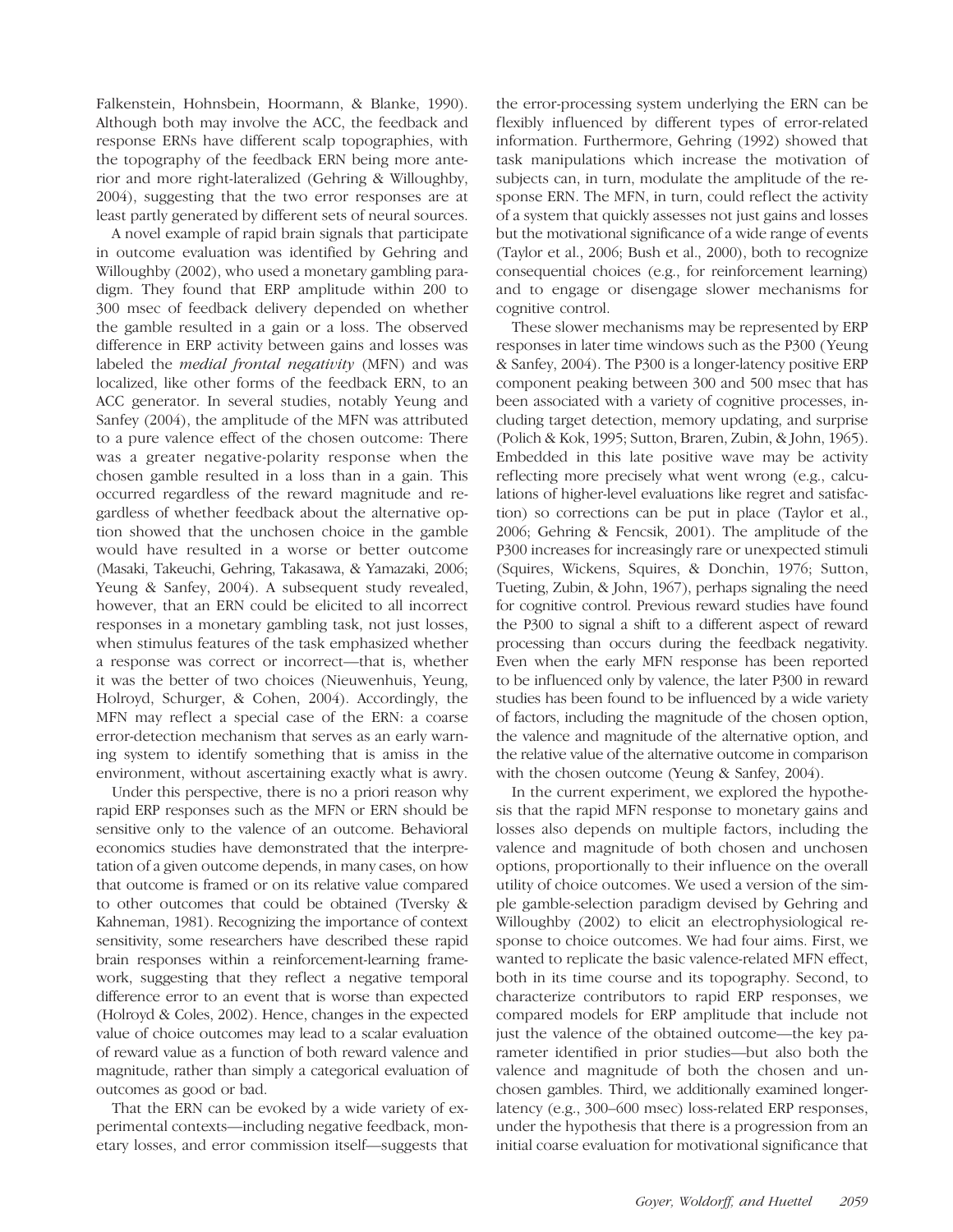Falkenstein, Hohnsbein, Hoormann, & Blanke, 1990). Although both may involve the ACC, the feedback and response ERNs have different scalp topographies, with the topography of the feedback ERN being more anterior and more right-lateralized (Gehring & Willoughby, 2004), suggesting that the two error responses are at least partly generated by different sets of neural sources.

A novel example of rapid brain signals that participate in outcome evaluation was identified by Gehring and Willoughby (2002), who used a monetary gambling paradigm. They found that ERP amplitude within 200 to 300 msec of feedback delivery depended on whether the gamble resulted in a gain or a loss. The observed difference in ERP activity between gains and losses was labeled the *medial frontal negativity* (MFN) and was localized, like other forms of the feedback ERN, to an ACC generator. In several studies, notably Yeung and Sanfey (2004), the amplitude of the MFN was attributed to a pure valence effect of the chosen outcome: There was a greater negative-polarity response when the chosen gamble resulted in a loss than in a gain. This occurred regardless of the reward magnitude and regardless of whether feedback about the alternative option showed that the unchosen choice in the gamble would have resulted in a worse or better outcome (Masaki, Takeuchi, Gehring, Takasawa, & Yamazaki, 2006; Yeung & Sanfey, 2004). A subsequent study revealed, however, that an ERN could be elicited to all incorrect responses in a monetary gambling task, not just losses, when stimulus features of the task emphasized whether a response was correct or incorrect—that is, whether it was the better of two choices (Nieuwenhuis, Yeung, Holroyd, Schurger, & Cohen, 2004). Accordingly, the MFN may reflect a special case of the ERN: a coarse error-detection mechanism that serves as an early warning system to identify something that is amiss in the environment, without ascertaining exactly what is awry.

Under this perspective, there is no a priori reason why rapid ERP responses such as the MFN or ERN should be sensitive only to the valence of an outcome. Behavioral economics studies have demonstrated that the interpretation of a given outcome depends, in many cases, on how that outcome is framed or on its relative value compared to other outcomes that could be obtained (Tversky & Kahneman, 1981). Recognizing the importance of context sensitivity, some researchers have described these rapid brain responses within a reinforcement-learning framework, suggesting that they reflect a negative temporal difference error to an event that is worse than expected (Holroyd & Coles, 2002). Hence, changes in the expected value of choice outcomes may lead to a scalar evaluation of reward value as a function of both reward valence and magnitude, rather than simply a categorical evaluation of outcomes as good or bad.

That the ERN can be evoked by a wide variety of experimental contexts—including negative feedback, monetary losses, and error commission itself—suggests that the error-processing system underlying the ERN can be flexibly influenced by different types of error-related information. Furthermore, Gehring (1992) showed that task manipulations which increase the motivation of subjects can, in turn, modulate the amplitude of the response ERN. The MFN, in turn, could reflect the activity of a system that quickly assesses not just gains and losses but the motivational significance of a wide range of events (Taylor et al., 2006; Bush et al., 2000), both to recognize consequential choices (e.g., for reinforcement learning) and to engage or disengage slower mechanisms for cognitive control.

These slower mechanisms may be represented by ERP responses in later time windows such as the P300 (Yeung & Sanfey, 2004). The P300 is a longer-latency positive ERP component peaking between 300 and 500 msec that has been associated with a variety of cognitive processes, including target detection, memory updating, and surprise (Polich & Kok, 1995; Sutton, Braren, Zubin, & John, 1965). Embedded in this late positive wave may be activity reflecting more precisely what went wrong (e.g., calculations of higher-level evaluations like regret and satisfaction) so corrections can be put in place (Taylor et al., 2006; Gehring & Fencsik, 2001). The amplitude of the P300 increases for increasingly rare or unexpected stimuli (Squires, Wickens, Squires, & Donchin, 1976; Sutton, Tueting, Zubin, & John, 1967), perhaps signaling the need for cognitive control. Previous reward studies have found the P300 to signal a shift to a different aspect of reward processing than occurs during the feedback negativity. Even when the early MFN response has been reported to be influenced only by valence, the later P300 in reward studies has been found to be influenced by a wide variety of factors, including the magnitude of the chosen option, the valence and magnitude of the alternative option, and the relative value of the alternative outcome in comparison with the chosen outcome (Yeung & Sanfey, 2004).

In the current experiment, we explored the hypothesis that the rapid MFN response to monetary gains and losses also depends on multiple factors, including the valence and magnitude of both chosen and unchosen options, proportionally to their influence on the overall utility of choice outcomes. We used a version of the simple gamble-selection paradigm devised by Gehring and Willoughby (2002) to elicit an electrophysiological response to choice outcomes. We had four aims. First, we wanted to replicate the basic valence-related MFN effect, both in its time course and its topography. Second, to characterize contributors to rapid ERP responses, we compared models for ERP amplitude that include not just the valence of the obtained outcome—the key parameter identified in prior studies—but also both the valence and magnitude of both the chosen and unchosen gambles. Third, we additionally examined longer-latency (e.g., 300–600 msec) loss-related ERP responses, under the hypothesis that there is a progression from an initial coarse evaluation for motivational significance that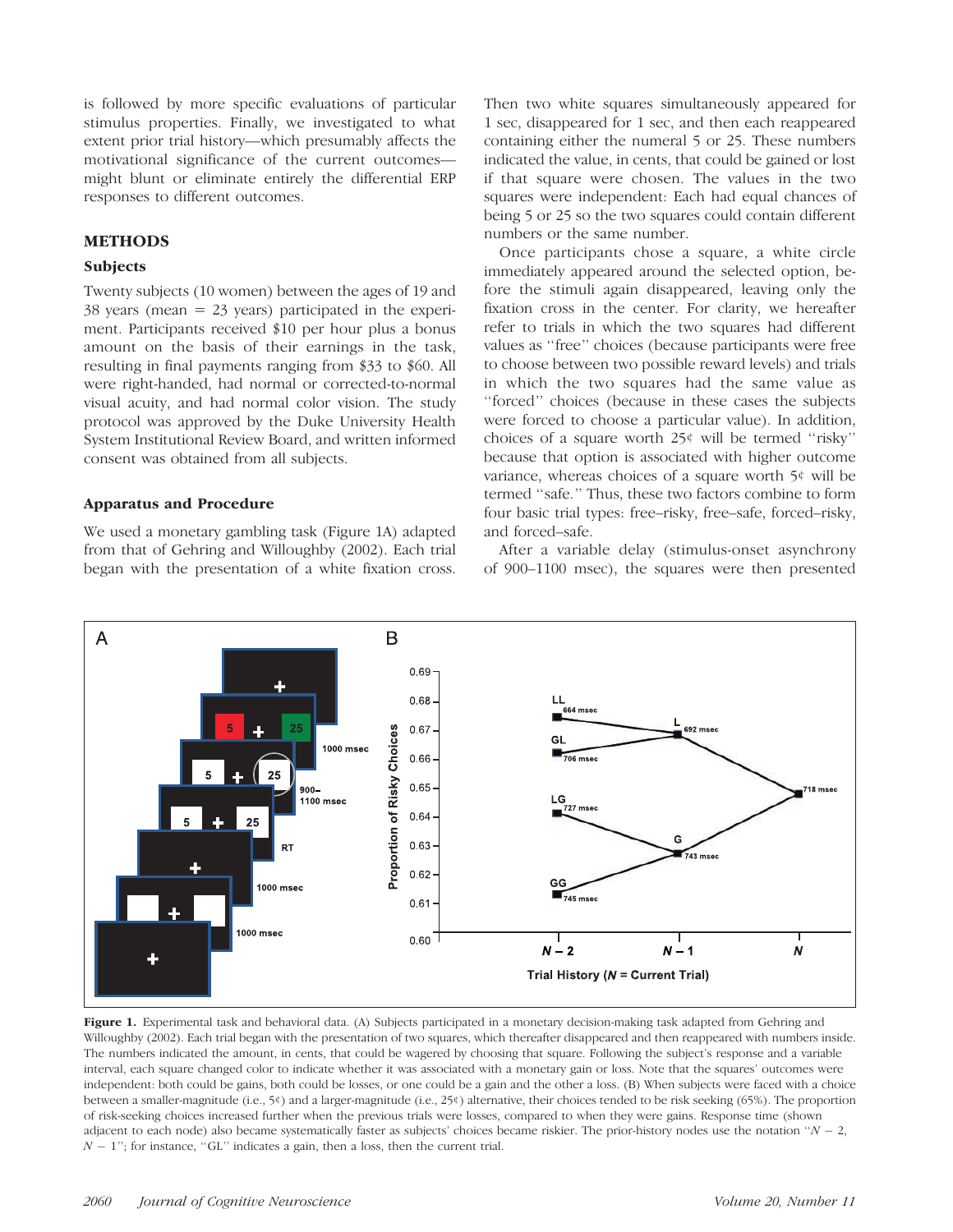is followed by more specific evaluations of particular stimulus properties. Finally, we investigated to what extent prior trial history—which presumably affects the motivational significance of the current outcomes—might blunt or eliminate entirely the differential ERP responses to different outcomes.

## METHODS

### Subjects

Twenty subjects (10 women) between the ages of 19 and 38 years (mean = 23 years) participated in the experiment. Participants received $10 per hour plus a bonus amount on the basis of their earnings in the task, resulting in final payments ranging from $33 to $60. All were right-handed, had normal or corrected-to-normal visual acuity, and had normal color vision. The study protocol was approved by the Duke University Health System Institutional Review Board, and written informed consent was obtained from all subjects.

### Apparatus and Procedure

We used a monetary gambling task (Figure 1A) adapted from that of Gehring and Willoughby (2002). Each trial began with the presentation of a white fixation cross. Then two white squares simultaneously appeared for 1 sec, disappeared for 1 sec, and then each reappeared containing either the numeral 5 or 25. These numbers indicated the value, in cents, that could be gained or lost if that square were chosen. The values in the two squares were independent: Each had equal chances of being 5 or 25 so the two squares could contain different numbers or the same number.

Once participants chose a square, a white circle immediately appeared around the selected option, before the stimuli again disappeared, leaving only the fixation cross in the center. For clarity, we hereafter refer to trials in which the two squares had different values as "free" choices (because participants were free to choose between two possible reward levels) and trials in which the two squares had the same value as "forced" choices (because in these cases the subjects were forced to choose a particular value). In addition, choices of a square worth 25¢ will be termed "risky" because that option is associated with higher outcome variance, whereas choices of a square worth 5¢ will be termed "safe." Thus, these two factors combine to form four basic trial types: free–risky, free–safe, forced–risky, and forced–safe.

After a variable delay (stimulus-onset asynchrony of 900–1100 msec), the squares were then presented

**Figure 1.** Experimental task and behavioral data. (A) Subjects participated in a monetary decision-making task adapted from Gehring and Willoughby (2002). Each trial began with the presentation of two squares, which thereafter disappeared and then reappeared with numbers inside. The numbers indicated the amount, in cents, that could be wagered by choosing that square. Following the subject's response and a variable interval, each square changed color to indicate whether it was associated with a monetary gain or loss. Note that the squares' outcomes were independent: both could be gains, both could be losses, or one could be a gain and the other a loss. (B) When subjects were faced with a choice between a smaller-magnitude (i.e., 5¢) and a larger-magnitude (i.e., 25¢) alternative, their choices tended to be risk seeking (65%). The proportion of risk-seeking choices increased further when the previous trials were losses, compared to when they were gains. Response time (shown adjacent to each node) also became systematically faster as subjects' choices became riskier. The prior-history nodes use the notation "$N-2$, $N-1$"; for instance, "GL" indicates a gain, then a loss, then the current trial.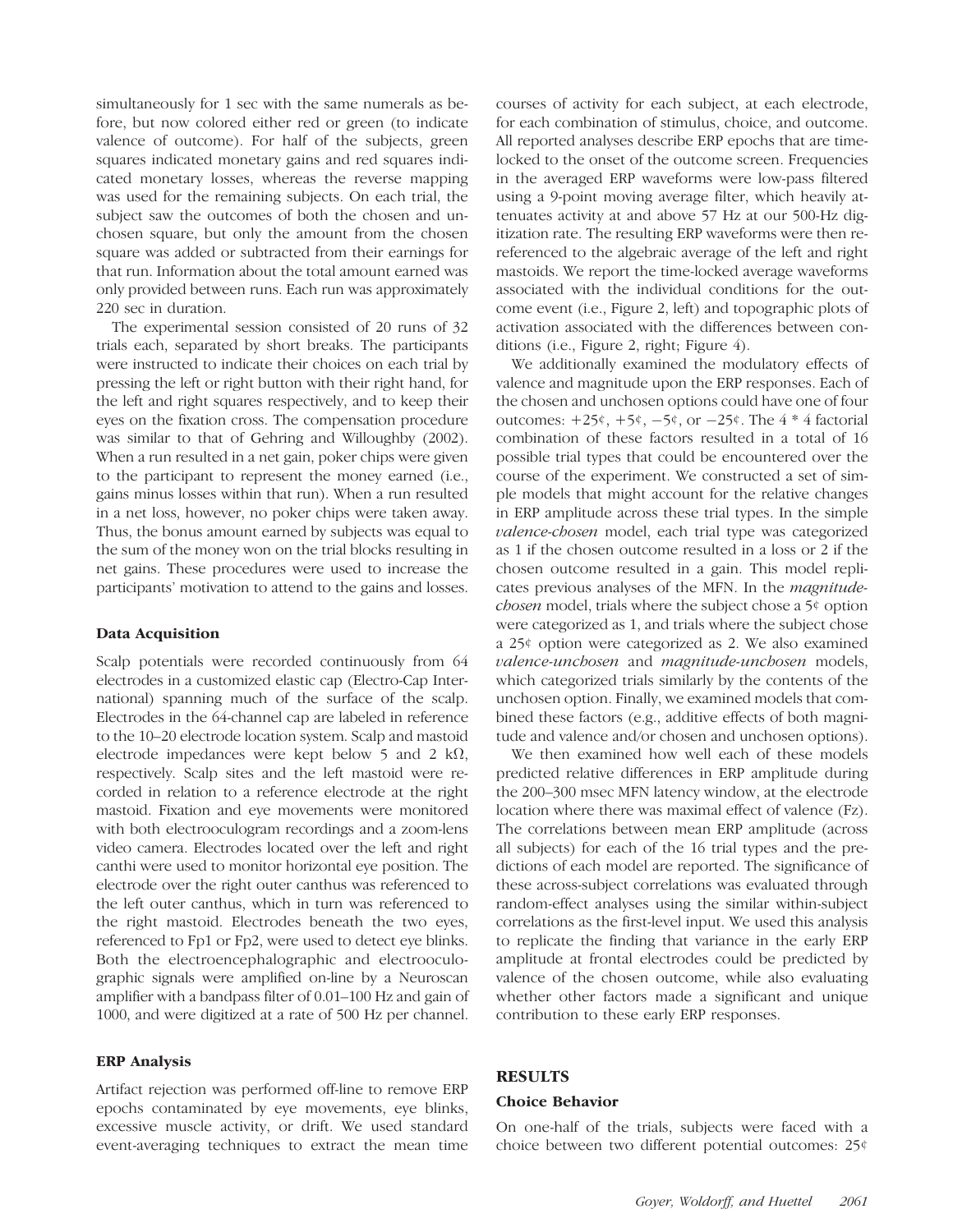simultaneously for 1 sec with the same numerals as before, but now colored either red or green (to indicate valence of outcome). For half of the subjects, green squares indicated monetary gains and red squares indicated monetary losses, whereas the reverse mapping was used for the remaining subjects. On each trial, the subject saw the outcomes of both the chosen and unchosen square, but only the amount from the chosen square was added or subtracted from their earnings for that run. Information about the total amount earned was only provided between runs. Each run was approximately 220 sec in duration.

The experimental session consisted of 20 runs of 32 trials each, separated by short breaks. The participants were instructed to indicate their choices on each trial by pressing the left or right button with their right hand, for the left and right squares respectively, and to keep their eyes on the fixation cross. The compensation procedure was similar to that of Gehring and Willoughby (2002). When a run resulted in a net gain, poker chips were given to the participant to represent the money earned (i.e., gains minus losses within that run). When a run resulted in a net loss, however, no poker chips were taken away. Thus, the bonus amount earned by subjects was equal to the sum of the money won on the trial blocks resulting in net gains. These procedures were used to increase the participants' motivation to attend to the gains and losses.

### Data Acquisition

Scalp potentials were recorded continuously from 64 electrodes in a customized elastic cap (Electro-Cap International) spanning much of the surface of the scalp. Electrodes in the 64-channel cap are labeled in reference to the 10–20 electrode location system. Scalp and mastoid electrode impedances were kept below 5 and 2 k$\Omega$, respectively. Scalp sites and the left mastoid were recorded in relation to a reference electrode at the right mastoid. Fixation and eye movements were monitored with both electrooculogram recordings and a zoom-lens video camera. Electrodes located over the left and right canthi were used to monitor horizontal eye position. The electrode over the right outer canthus was referenced to the left outer canthus, which in turn was referenced to the right mastoid. Electrodes beneath the two eyes, referenced to Fp1 or Fp2, were used to detect eye blinks. Both the electroencephalographic and electrooculographic signals were amplified on-line by a Neuroscan amplifier with a bandpass filter of 0.01–100 Hz and gain of 1000, and were digitized at a rate of 500 Hz per channel.

### ERP Analysis

Artifact rejection was performed off-line to remove ERP epochs contaminated by eye movements, eye blinks, excessive muscle activity, or drift. We used standard event-averaging techniques to extract the mean time courses of activity for each subject, at each electrode, for each combination of stimulus, choice, and outcome. All reported analyses describe ERP epochs that are time-locked to the onset of the outcome screen. Frequencies in the averaged ERP waveforms were low-pass filtered using a 9-point moving average filter, which heavily attenuates activity at and above 57 Hz at our 500-Hz digitization rate. The resulting ERP waveforms were then re-referenced to the algebraic average of the left and right mastoids. We report the time-locked average waveforms associated with the individual conditions for the outcome event (i.e., Figure 2, left) and topographic plots of activation associated with the differences between conditions (i.e., Figure 2, right; Figure 4).

We additionally examined the modulatory effects of valence and magnitude upon the ERP responses. Each of the chosen and unchosen options could have one of four outcomes: +25¢, +5¢, −5¢, or −25¢. The 4 * 4 factorial combination of these factors resulted in a total of 16 possible trial types that could be encountered over the course of the experiment. We constructed a set of simple models that might account for the relative changes in ERP amplitude across these trial types. In the simple *valence-chosen* model, each trial type was categorized as 1 if the chosen outcome resulted in a loss or 2 if the chosen outcome resulted in a gain. This model replicates previous analyses of the MFN. In the *magnitude-chosen* model, trials where the subject chose a 5¢ option were categorized as 1, and trials where the subject chose a 25¢ option were categorized as 2. We also examined *valence-unchosen* and *magnitude-unchosen* models, which categorized trials similarly by the contents of the unchosen option. Finally, we examined models that combined these factors (e.g., additive effects of both magnitude and valence and/or chosen and unchosen options).

We then examined how well each of these models predicted relative differences in ERP amplitude during the 200–300 msec MFN latency window, at the electrode location where there was maximal effect of valence (Fz). The correlations between mean ERP amplitude (across all subjects) for each of the 16 trial types and the predictions of each model are reported. The significance of these across-subject correlations was evaluated through random-effect analyses using the similar within-subject correlations as the first-level input. We used this analysis to replicate the finding that variance in the early ERP amplitude at frontal electrodes could be predicted by valence of the chosen outcome, while also evaluating whether other factors made a significant and unique contribution to these early ERP responses.

## RESULTS

### Choice Behavior

On one-half of the trials, subjects were faced with a choice between two different potential outcomes: 25¢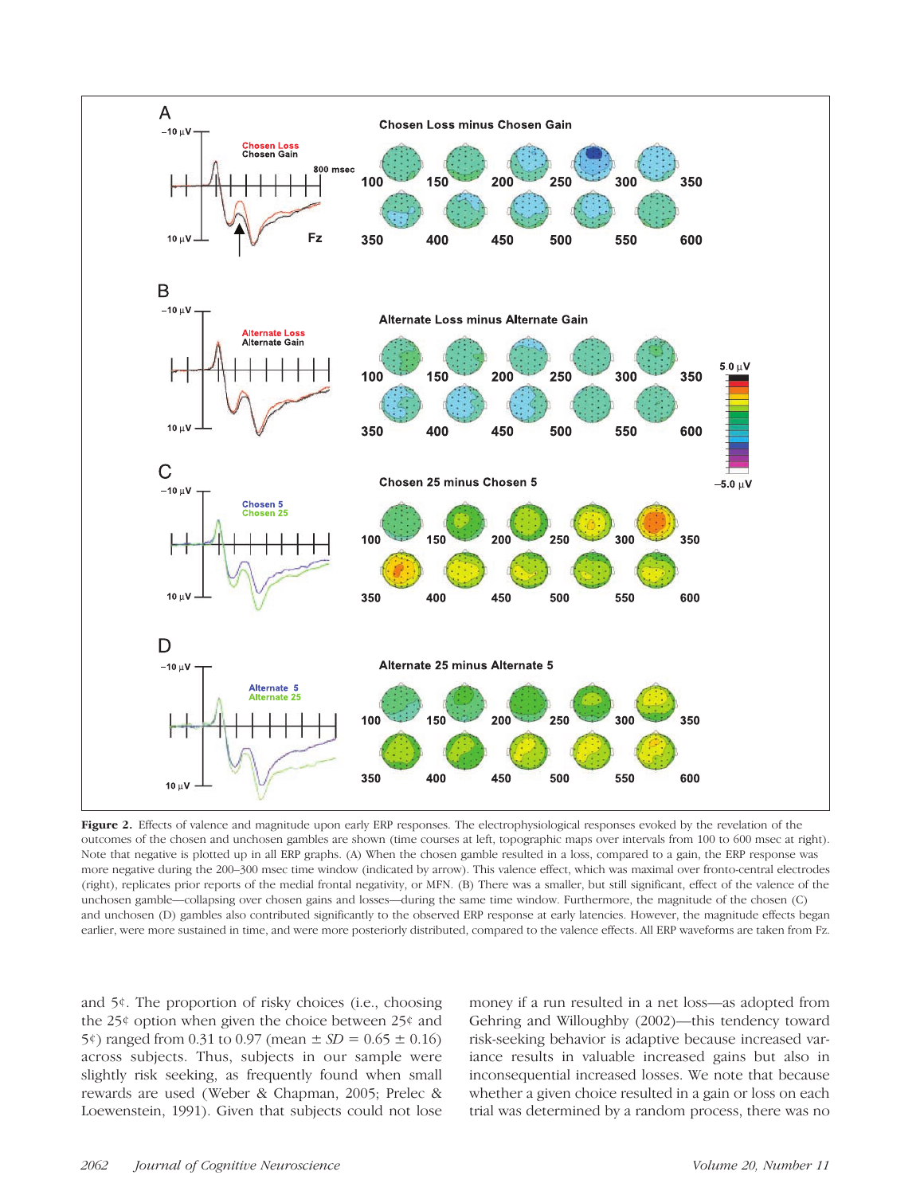**Figure 2.** Effects of valence and magnitude upon early ERP responses. The electrophysiological responses evoked by the revelation of the outcomes of the chosen and unchosen gambles are shown (time courses at left, topographic maps over intervals from 100 to 600 msec at right). Note that negative is plotted up in all ERP graphs. (A) When the chosen gamble resulted in a loss, compared to a gain, the ERP response was more negative during the 200–300 msec time window (indicated by arrow). This valence effect, which was maximal over fronto-central electrodes (right), replicates prior reports of the medial frontal negativity, or MFN. (B) There was a smaller, but still significant, effect of the valence of the unchosen gamble—collapsing over chosen gains and losses—during the same time window. Furthermore, the magnitude of the chosen (C) and unchosen (D) gambles also contributed significantly to the observed ERP response at early latencies. However, the magnitude effects began earlier, were more sustained in time, and were more posteriorly distributed, compared to the valence effects. All ERP waveforms are taken from Fz.

and 5¢. The proportion of risky choices (i.e., choosing the 25¢ option when given the choice between 25¢ and 5¢) ranged from 0.31 to 0.97 (mean ± *SD* = 0.65 ± 0.16) across subjects. Thus, subjects in our sample were slightly risk seeking, as frequently found when small rewards are used (Weber & Chapman, 2005; Prelec & Loewenstein, 1991). Given that subjects could not lose money if a run resulted in a net loss—as adopted from Gehring and Willoughby (2002)—this tendency toward risk-seeking behavior is adaptive because increased variance results in valuable increased gains but also in inconsequential increased losses. We note that because whether a given choice resulted in a gain or loss on each trial was determined by a random process, there was no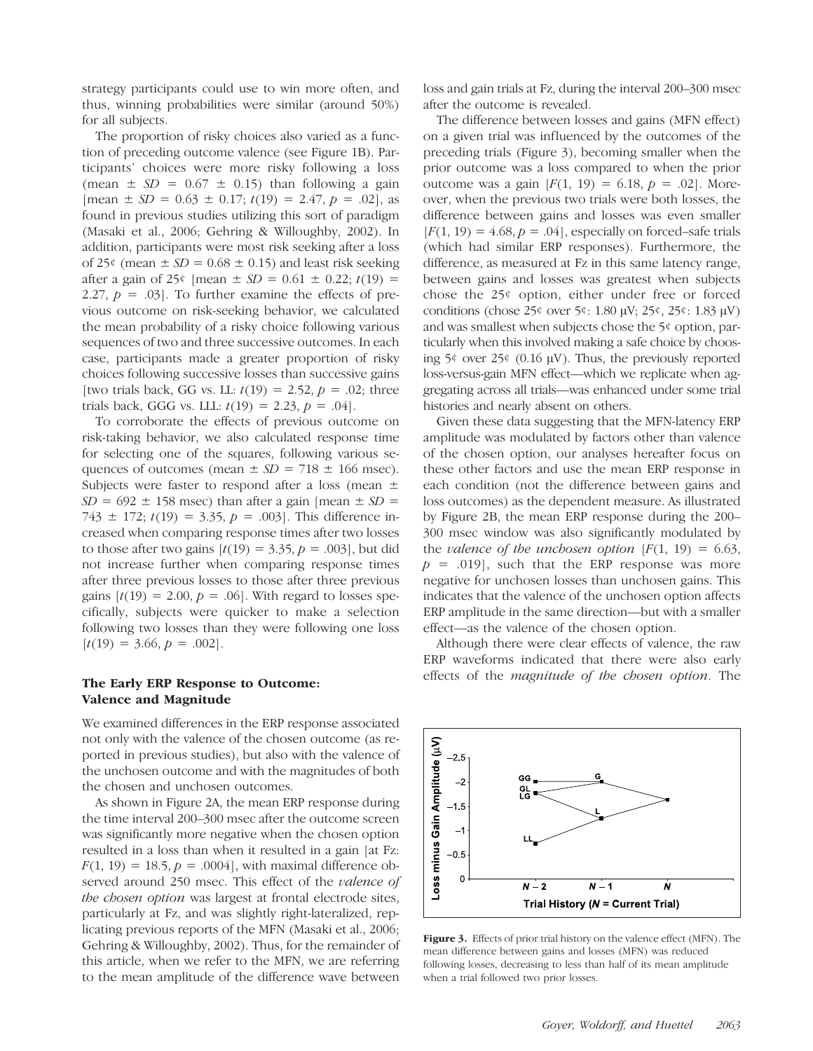strategy participants could use to win more often, and thus, winning probabilities were similar (around 50%) for all subjects.

The proportion of risky choices also varied as a function of preceding outcome valence (see Figure 1B). Participants' choices were more risky following a loss (mean ± *SD* = 0.67 ± 0.15) than following a gain [mean ± *SD* = 0.63 ± 0.17; $t(19) = 2.47$, $p = .02$], as found in previous studies utilizing this sort of paradigm (Masaki et al., 2006; Gehring & Willoughby, 2002). In addition, participants were most risk seeking after a loss of 25¢ (mean ± *SD* = 0.68 ± 0.15) and least risk seeking after a gain of 25¢ [mean ± *SD* = 0.61 ± 0.22; $t(19) = 2.27$, $p = .03$]. To further examine the effects of previous outcome on risk-seeking behavior, we calculated the mean probability of a risky choice following various sequences of two and three successive outcomes. In each case, participants made a greater proportion of risky choices following successive losses than successive gains [two trials back, GG vs. LL: $t(19) = 2.52$, $p = .02$; three trials back, GGG vs. LLL: $t(19) = 2.23$, $p = .04$].

To corroborate the effects of previous outcome on risk-taking behavior, we also calculated response time for selecting one of the squares, following various sequences of outcomes (mean ± *SD* = 718 ± 166 msec). Subjects were faster to respond after a loss (mean ± *SD* = 692 ± 158 msec) than after a gain [mean ± *SD* = 743 ± 172; $t(19) = 3.35$, $p = .003$]. This difference increased when comparing response times after two losses to those after two gains [$t(19) = 3.35$, $p = .003$], but did not increase further when comparing response times after three previous losses to those after three previous gains [$t(19) = 2.00$, $p = .06$]. With regard to losses specifically, subjects were quicker to make a selection following two losses than they were following one loss [$t(19) = 3.66$, $p = .002$].

### The Early ERP Response to Outcome: Valence and Magnitude

We examined differences in the ERP response associated not only with the valence of the chosen outcome (as reported in previous studies), but also with the valence of the unchosen outcome and with the magnitudes of both the chosen and unchosen outcomes.

As shown in Figure 2A, the mean ERP response during the time interval 200–300 msec after the outcome screen was significantly more negative when the chosen option resulted in a loss than when it resulted in a gain [at Fz: $F(1, 19) = 18.5$, $p = .0004$], with maximal difference observed around 250 msec. This effect of the *valence of the chosen option* was largest at frontal electrode sites, particularly at Fz, and was slightly right-lateralized, replicating previous reports of the MFN (Masaki et al., 2006; Gehring & Willoughby, 2002). Thus, for the remainder of this article, when we refer to the MFN, we are referring to the mean amplitude of the difference wave between loss and gain trials at Fz, during the interval 200–300 msec after the outcome is revealed.

The difference between losses and gains (MFN effect) on a given trial was influenced by the outcomes of the preceding trials (Figure 3), becoming smaller when the prior outcome was a loss compared to when the prior outcome was a gain [$F(1, 19) = 6.18$, $p = .02$]. Moreover, when the previous two trials were both losses, the difference between gains and losses was even smaller [$F(1, 19) = 4.68$, $p = .04$], especially on forced–safe trials (which had similar ERP responses). Furthermore, the difference, as measured at Fz in this same latency range, between gains and losses was greatest when subjects chose the 25¢ option, either under free or forced conditions (chose 25¢ over 5¢: 1.80 μV; 25¢, 25¢: 1.83 μV) and was smallest when subjects chose the 5¢ option, particularly when this involved making a safe choice by choosing 5¢ over 25¢ (0.16 μV). Thus, the previously reported loss-versus-gain MFN effect—which we replicate when aggregating across all trials—was enhanced under some trial histories and nearly absent on others.

Given these data suggesting that the MFN-latency ERP amplitude was modulated by factors other than valence of the chosen option, our analyses hereafter focus on these other factors and use the mean ERP response in each condition (not the difference between gains and loss outcomes) as the dependent measure. As illustrated by Figure 2B, the mean ERP response during the 200–300 msec window was also significantly modulated by the *valence of the unchosen option* [$F(1, 19) = 6.63$, $p = .019$], such that the ERP response was more negative for unchosen losses than unchosen gains. This indicates that the valence of the unchosen option affects ERP amplitude in the same direction—but with a smaller effect—as the valence of the chosen option.

Although there were clear effects of valence, the raw ERP waveforms indicated that there were also early effects of the *magnitude of the chosen option*. The

**Figure 3.** Effects of prior trial history on the valence effect (MFN). The mean difference between gains and losses (MFN) was reduced following losses, decreasing to less than half of its mean amplitude when a trial followed two prior losses.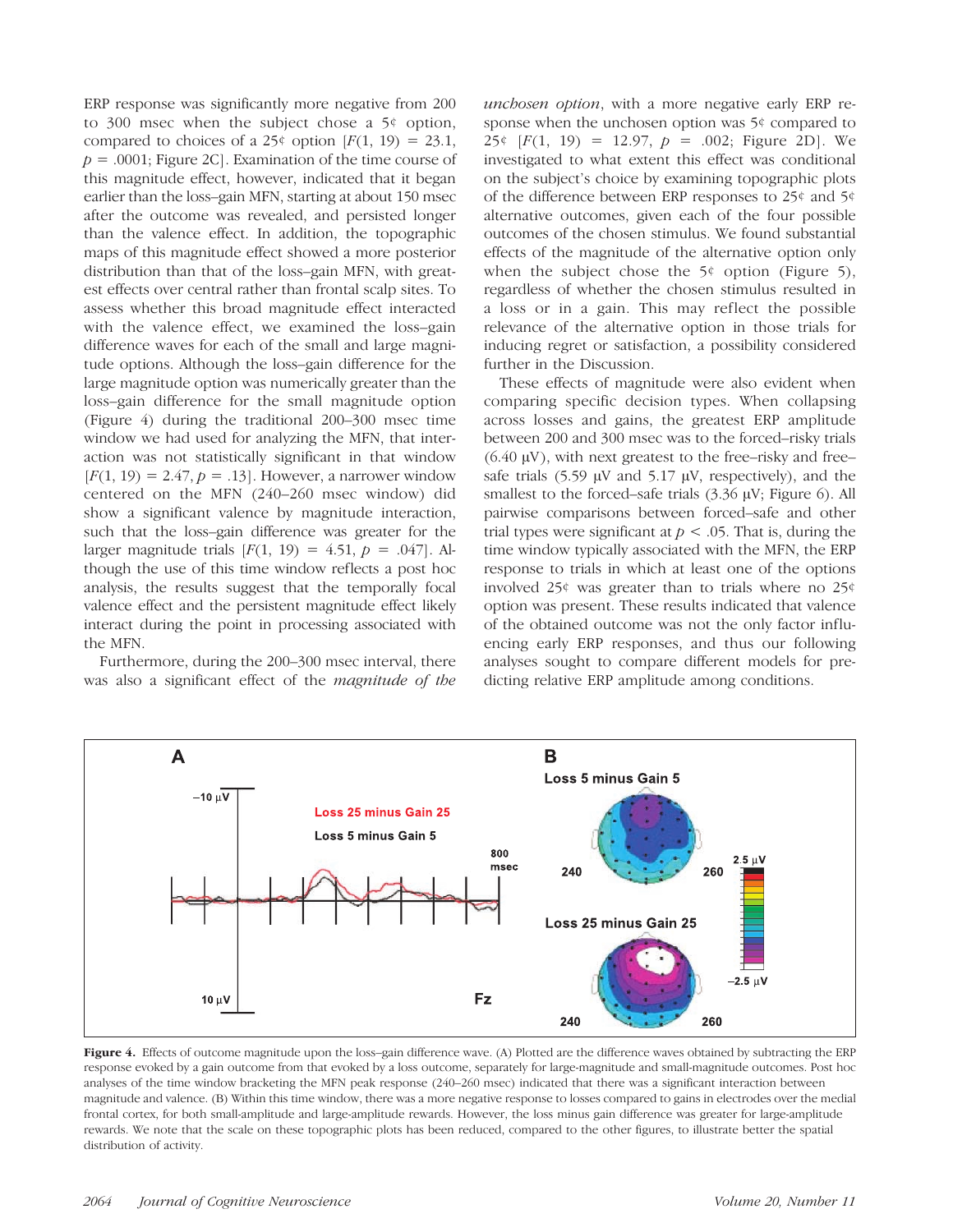ERP response was significantly more negative from 200 to 300 msec when the subject chose a 5¢ option, compared to choices of a 25¢ option [$F(1, 19) = 23.1$, $p = .0001$; Figure 2C]. Examination of the time course of this magnitude effect, however, indicated that it began earlier than the loss–gain MFN, starting at about 150 msec after the outcome was revealed, and persisted longer than the valence effect. In addition, the topographic maps of this magnitude effect showed a more posterior distribution than that of the loss–gain MFN, with greatest effects over central rather than frontal scalp sites. To assess whether this broad magnitude effect interacted with the valence effect, we examined the loss–gain difference waves for each of the small and large magnitude options. Although the loss–gain difference for the large magnitude option was numerically greater than the loss–gain difference for the small magnitude option (Figure 4) during the traditional 200–300 msec time window we had used for analyzing the MFN, that interaction was not statistically significant in that window [$F(1, 19) = 2.47$, $p = .13$]. However, a narrower window centered on the MFN (240–260 msec window) did show a significant valence by magnitude interaction, such that the loss–gain difference was greater for the larger magnitude trials [$F(1, 19) = 4.51$, $p = .047$]. Although the use of this time window reflects a post hoc analysis, the results suggest that the temporally focal valence effect and the persistent magnitude effect likely interact during the point in processing associated with the MFN.

Furthermore, during the 200–300 msec interval, there was also a significant effect of the *magnitude of the unchosen option*, with a more negative early ERP response when the unchosen option was 5¢ compared to 25¢ [$F(1, 19) = 12.97$, $p = .002$; Figure 2D]. We investigated to what extent this effect was conditional on the subject's choice by examining topographic plots of the difference between ERP responses to 25¢ and 5¢ alternative outcomes, given each of the four possible outcomes of the chosen stimulus. We found substantial effects of the magnitude of the alternative option only when the subject chose the 5¢ option (Figure 5), regardless of whether the chosen stimulus resulted in a loss or in a gain. This may reflect the possible relevance of the alternative option in those trials for inducing regret or satisfaction, a possibility considered further in the Discussion.

These effects of magnitude were also evident when comparing specific decision types. When collapsing across losses and gains, the greatest ERP amplitude between 200 and 300 msec was to the forced–risky trials (6.40 μV), with next greatest to the free–risky and free–safe trials (5.59 μV and 5.17 μV, respectively), and the smallest to the forced–safe trials (3.36 μV; Figure 6). All pairwise comparisons between forced–safe and other trial types were significant at $p < .05$. That is, during the time window typically associated with the MFN, the ERP response to trials in which at least one of the options involved 25¢ was greater than to trials where no 25¢ option was present. These results indicated that valence of the obtained outcome was not the only factor influencing early ERP responses, and thus our following analyses sought to compare different models for predicting relative ERP amplitude among conditions.

**Figure 4.** Effects of outcome magnitude upon the loss–gain difference wave. (A) Plotted are the difference waves obtained by subtracting the ERP response evoked by a gain outcome from that evoked by a loss outcome, separately for large-magnitude and small-magnitude outcomes. Post hoc analyses of the time window bracketing the MFN peak response (240–260 msec) indicated that there was a significant interaction between magnitude and valence. (B) Within this time window, there was a more negative response to losses compared to gains in electrodes over the medial frontal cortex, for both small-amplitude and large-amplitude rewards. However, the loss minus gain difference was greater for large-amplitude rewards. We note that the scale on these topographic plots has been reduced, compared to the other figures, to illustrate better the spatial distribution of activity.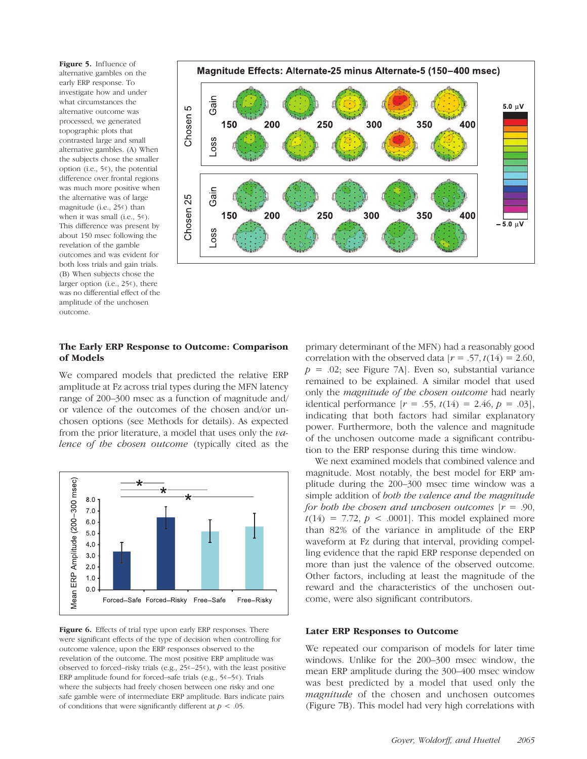**Figure 5.** Influence of alternative gambles on the early ERP response. To investigate how and under what circumstances the alternative outcome was processed, we generated topographic plots that contrasted large and small alternative gambles. (A) When the subjects chose the smaller option (i.e., 5¢), the potential difference over frontal regions was much more positive when the alternative was of large magnitude (i.e., 25¢) than when it was small (i.e., 5¢). This difference was present by about 150 msec following the revelation of the gamble outcomes and was evident for both loss trials and gain trials. (B) When subjects chose the larger option (i.e., 25¢), there was no differential effect of the amplitude of the unchosen outcome.

## The Early ERP Response to Outcome: Comparison of Models

We compared models that predicted the relative ERP amplitude at Fz across trial types during the MFN latency range of 200–300 msec as a function of magnitude and/or valence of the outcomes of the chosen and/or unchosen options (see Methods for details). As expected from the prior literature, a model that uses only the *valence of the chosen outcome* (typically cited as the primary determinant of the MFN) had a reasonably good correlation with the observed data [$r = .57$, $t(14) = 2.60$, $p = .02$; see Figure 7A]. Even so, substantial variance remained to be explained. A similar model that used only the *magnitude of the chosen outcome* had nearly identical performance [$r = .55$, $t(14) = 2.46$, $p = .03$], indicating that both factors had similar explanatory power. Furthermore, both the valence and magnitude of the unchosen outcome made a significant contribution to the ERP response during this time window.

We next examined models that combined valence and magnitude. Most notably, the best model for ERP amplitude during the 200–300 msec time window was a simple addition of *both the valence and the magnitude for both the chosen and unchosen outcomes* [$r = .90$, $t(14) = 7.72$, $p < .0001$]. This model explained more than 82% of the variance in amplitude of the ERP waveform at Fz during that interval, providing compelling evidence that the rapid ERP response depended on more than just the valence of the observed outcome. Other factors, including at least the magnitude of the reward and the characteristics of the unchosen outcome, were also significant contributors.

**Figure 6.** Effects of trial type upon early ERP responses. There were significant effects of the type of decision when controlling for outcome valence, upon the ERP responses observed to the revelation of the outcome. The most positive ERP amplitude was observed to forced–risky trials (e.g., 25¢–25¢), with the least positive ERP amplitude found for forced–safe trials (e.g., 5¢–5¢). Trials where the subjects had freely chosen between one risky and one safe gamble were of intermediate ERP amplitude. Bars indicate pairs of conditions that were significantly different at $p < .05$.

## Later ERP Responses to Outcome

We repeated our comparison of models for later time windows. Unlike for the 200–300 msec window, the mean ERP amplitude during the 300–400 msec window was best predicted by a model that used only the *magnitude* of the chosen and unchosen outcomes (Figure 7B). This model had very high correlations with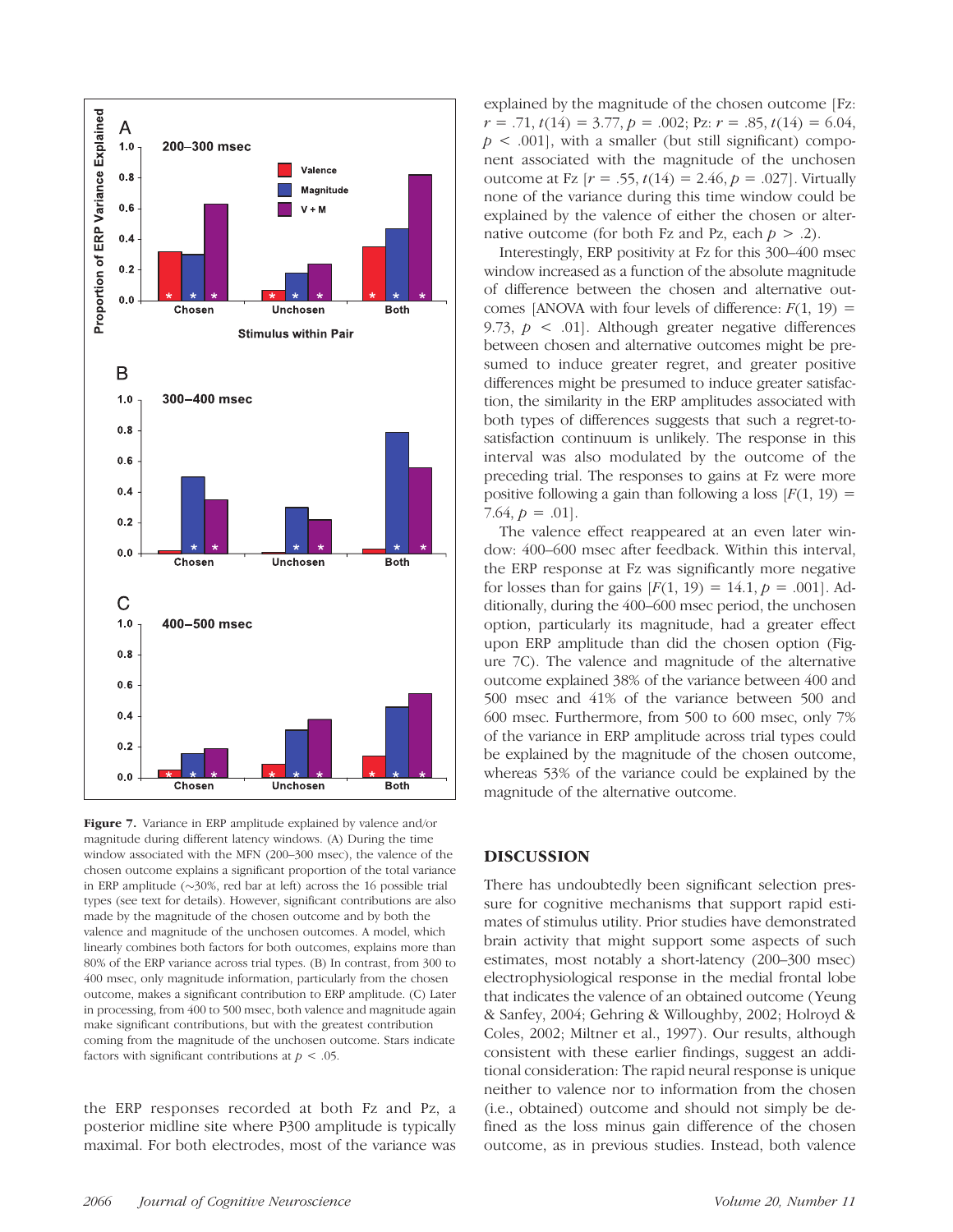**Figure 7.** Variance in ERP amplitude explained by valence and/or magnitude during different latency windows. (A) During the time window associated with the MFN (200–300 msec), the valence of the chosen outcome explains a significant proportion of the total variance in ERP amplitude (~30%, red bar at left) across the 16 possible trial types (see text for details). However, significant contributions are also made by the magnitude of the chosen outcome and by both the valence and magnitude of the unchosen outcomes. A model, which linearly combines both factors for both outcomes, explains more than 80% of the ERP variance across trial types. (B) In contrast, from 300 to 400 msec, only magnitude information, particularly from the chosen outcome, makes a significant contribution to ERP amplitude. (C) Later in processing, from 400 to 500 msec, both valence and magnitude again make significant contributions, but with the greatest contribution coming from the magnitude of the unchosen outcome. Stars indicate factors with significant contributions at $p < .05$.

the ERP responses recorded at both Fz and Pz, a posterior midline site where P300 amplitude is typically maximal. For both electrodes, most of the variance was explained by the magnitude of the chosen outcome [Fz: $r = .71$, $t(14) = 3.77$, $p = .002$; Pz: $r = .85$, $t(14) = 6.04$, $p < .001$], with a smaller (but still significant) component associated with the magnitude of the unchosen outcome at Fz [$r = .55$, $t(14) = 2.46$, $p = .027$]. Virtually none of the variance during this time window could be explained by the valence of either the chosen or alternative outcome (for both Fz and Pz, each $p > .2$).

Interestingly, ERP positivity at Fz for this 300–400 msec window increased as a function of the absolute magnitude of difference between the chosen and alternative outcomes [ANOVA with four levels of difference: $F(1, 19) = 9.73$, $p < .01$]. Although greater negative differences between chosen and alternative outcomes might be presumed to induce greater regret, and greater positive differences might be presumed to induce greater satisfaction, the similarity in the ERP amplitudes associated with both types of differences suggests that such a regret-to-satisfaction continuum is unlikely. The response in this interval was also modulated by the outcome of the preceding trial. The responses to gains at Fz were more positive following a gain than following a loss [$F(1, 19) = 7.64$, $p = .01$].

The valence effect reappeared at an even later window: 400–600 msec after feedback. Within this interval, the ERP response at Fz was significantly more negative for losses than for gains [$F(1, 19) = 14.1$, $p = .001$]. Additionally, during the 400–600 msec period, the unchosen option, particularly its magnitude, had a greater effect upon ERP amplitude than did the chosen option (Figure 7C). The valence and magnitude of the alternative outcome explained 38% of the variance between 400 and 500 msec and 41% of the variance between 500 and 600 msec. Furthermore, from 500 to 600 msec, only 7% of the variance in ERP amplitude across trial types could be explained by the magnitude of the chosen outcome, whereas 53% of the variance could be explained by the magnitude of the alternative outcome.

## DISCUSSION

There has undoubtedly been significant selection pressure for cognitive mechanisms that support rapid estimates of stimulus utility. Prior studies have demonstrated brain activity that might support some aspects of such estimates, most notably a short-latency (200–300 msec) electrophysiological response in the medial frontal lobe that indicates the valence of an obtained outcome (Yeung & Sanfey, 2004; Gehring & Willoughby, 2002; Holroyd & Coles, 2002; Miltner et al., 1997). Our results, although consistent with these earlier findings, suggest an additional consideration: The rapid neural response is unique neither to valence nor to information from the chosen (i.e., obtained) outcome and should not simply be defined as the loss minus gain difference of the chosen outcome, as in previous studies. Instead, both valence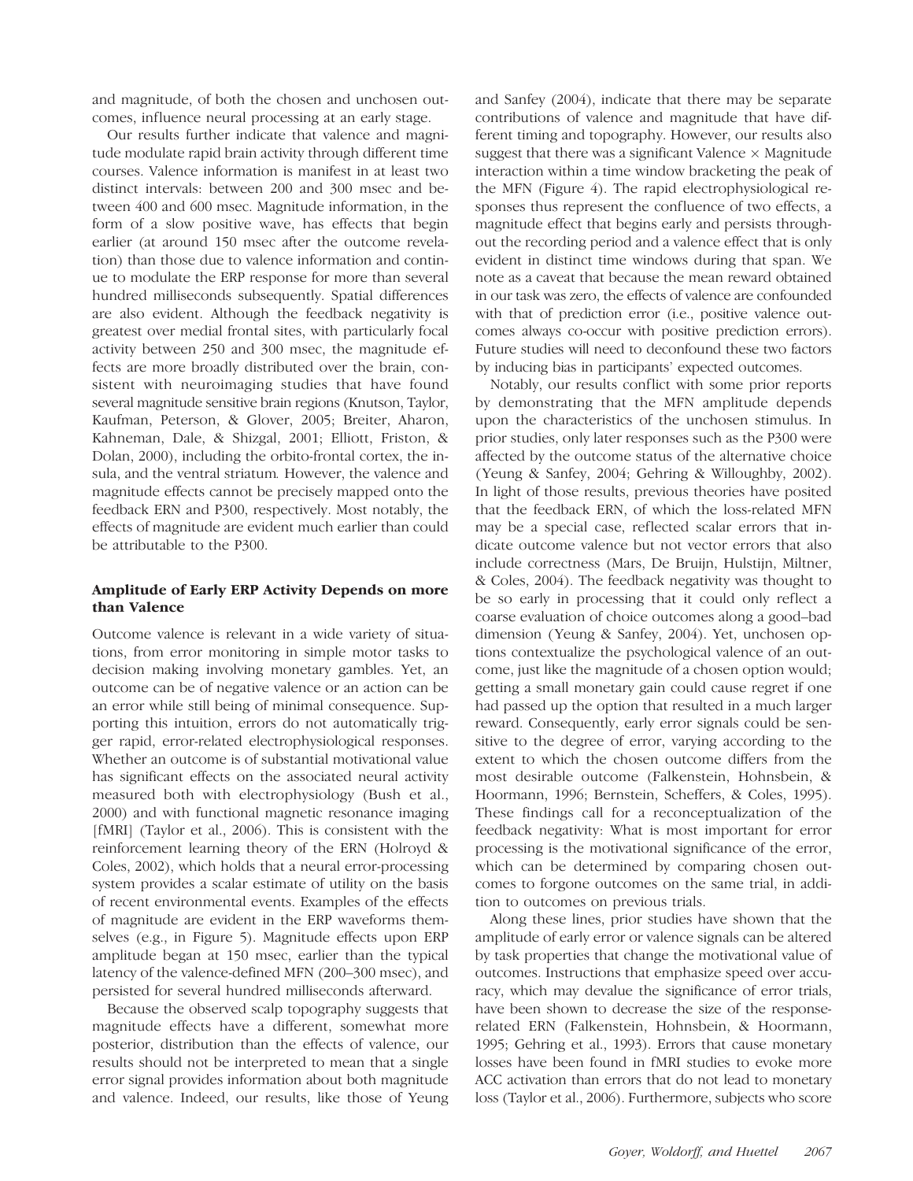and magnitude, of both the chosen and unchosen outcomes, influence neural processing at an early stage.

Our results further indicate that valence and magnitude modulate rapid brain activity through different time courses. Valence information is manifest in at least two distinct intervals: between 200 and 300 msec and between 400 and 600 msec. Magnitude information, in the form of a slow positive wave, has effects that begin earlier (at around 150 msec after the outcome revelation) than those due to valence information and continue to modulate the ERP response for more than several hundred milliseconds subsequently. Spatial differences are also evident. Although the feedback negativity is greatest over medial frontal sites, with particularly focal activity between 250 and 300 msec, the magnitude effects are more broadly distributed over the brain, consistent with neuroimaging studies that have found several magnitude sensitive brain regions (Knutson, Taylor, Kaufman, Peterson, & Glover, 2005; Breiter, Aharon, Kahneman, Dale, & Shizgal, 2001; Elliott, Friston, & Dolan, 2000), including the orbito-frontal cortex, the insula, and the ventral striatum. However, the valence and magnitude effects cannot be precisely mapped onto the feedback ERN and P300, respectively. Most notably, the effects of magnitude are evident much earlier than could be attributable to the P300.

## Amplitude of Early ERP Activity Depends on more than Valence

Outcome valence is relevant in a wide variety of situations, from error monitoring in simple motor tasks to decision making involving monetary gambles. Yet, an outcome can be of negative valence or an action can be an error while still being of minimal consequence. Supporting this intuition, errors do not automatically trigger rapid, error-related electrophysiological responses. Whether an outcome is of substantial motivational value has significant effects on the associated neural activity measured both with electrophysiology (Bush et al., 2000) and with functional magnetic resonance imaging [fMRI] (Taylor et al., 2006). This is consistent with the reinforcement learning theory of the ERN (Holroyd & Coles, 2002), which holds that a neural error-processing system provides a scalar estimate of utility on the basis of recent environmental events. Examples of the effects of magnitude are evident in the ERP waveforms themselves (e.g., in Figure 5). Magnitude effects upon ERP amplitude began at 150 msec, earlier than the typical latency of the valence-defined MFN (200–300 msec), and persisted for several hundred milliseconds afterward.

Because the observed scalp topography suggests that magnitude effects have a different, somewhat more posterior, distribution than the effects of valence, our results should not be interpreted to mean that a single error signal provides information about both magnitude and valence. Indeed, our results, like those of Yeung and Sanfey (2004), indicate that there may be separate contributions of valence and magnitude that have different timing and topography. However, our results also suggest that there was a significant Valence × Magnitude interaction within a time window bracketing the peak of the MFN (Figure 4). The rapid electrophysiological responses thus represent the confluence of two effects, a magnitude effect that begins early and persists throughout the recording period and a valence effect that is only evident in distinct time windows during that span. We note as a caveat that because the mean reward obtained in our task was zero, the effects of valence are confounded with that of prediction error (i.e., positive valence outcomes always co-occur with positive prediction errors). Future studies will need to deconfound these two factors by inducing bias in participants' expected outcomes.

Notably, our results conflict with some prior reports by demonstrating that the MFN amplitude depends upon the characteristics of the unchosen stimulus. In prior studies, only later responses such as the P300 were affected by the outcome status of the alternative choice (Yeung & Sanfey, 2004; Gehring & Willoughby, 2002). In light of those results, previous theories have posited that the feedback ERN, of which the loss-related MFN may be a special case, reflected scalar errors that indicate outcome valence but not vector errors that also include correctness (Mars, De Bruijn, Hulstijn, Miltner, & Coles, 2004). The feedback negativity was thought to be so early in processing that it could only reflect a coarse evaluation of choice outcomes along a good–bad dimension (Yeung & Sanfey, 2004). Yet, unchosen options contextualize the psychological valence of an outcome, just like the magnitude of a chosen option would; getting a small monetary gain could cause regret if one had passed up the option that resulted in a much larger reward. Consequently, early error signals could be sensitive to the degree of error, varying according to the extent to which the chosen outcome differs from the most desirable outcome (Falkenstein, Hohnsbein, & Hoormann, 1996; Bernstein, Scheffers, & Coles, 1995). These findings call for a reconceptualization of the feedback negativity: What is most important for error processing is the motivational significance of the error, which can be determined by comparing chosen outcomes to forgone outcomes on the same trial, in addition to outcomes on previous trials.

Along these lines, prior studies have shown that the amplitude of early error or valence signals can be altered by task properties that change the motivational value of outcomes. Instructions that emphasize speed over accuracy, which may devalue the significance of error trials, have been shown to decrease the size of the response-related ERN (Falkenstein, Hohnsbein, & Hoormann, 1995; Gehring et al., 1993). Errors that cause monetary losses have been found in fMRI studies to evoke more ACC activation than errors that do not lead to monetary loss (Taylor et al., 2006). Furthermore, subjects who score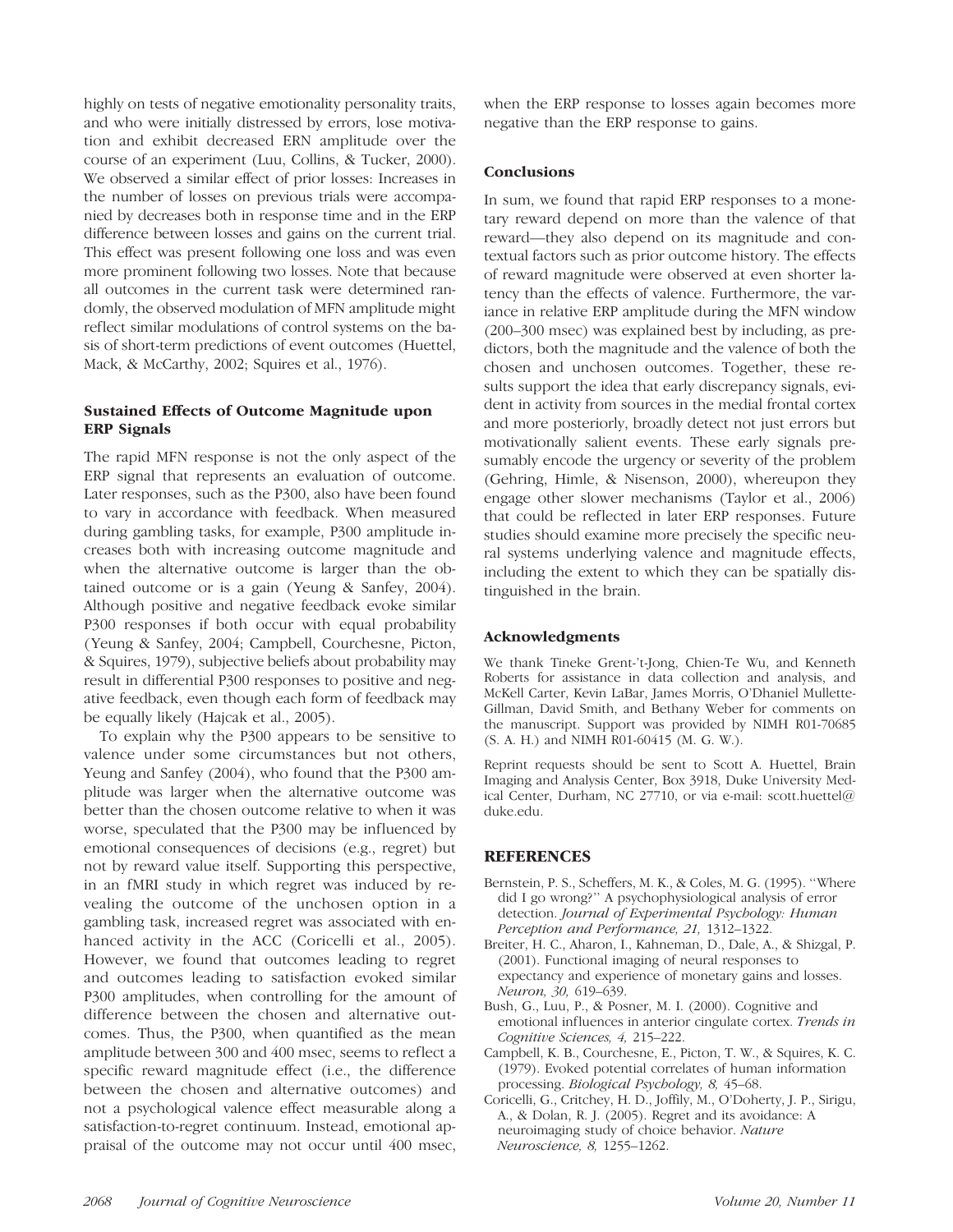highly on tests of negative emotionality personality traits, and who were initially distressed by errors, lose motivation and exhibit decreased ERN amplitude over the course of an experiment (Luu, Collins, & Tucker, 2000). We observed a similar effect of prior losses: Increases in the number of losses on previous trials were accompanied by decreases both in response time and in the ERP difference between losses and gains on the current trial. This effect was present following one loss and was even more prominent following two losses. Note that because all outcomes in the current task were determined randomly, the observed modulation of MFN amplitude might reflect similar modulations of control systems on the basis of short-term predictions of event outcomes (Huettel, Mack, & McCarthy, 2002; Squires et al., 1976).

### Sustained Effects of Outcome Magnitude upon ERP Signals

The rapid MFN response is not the only aspect of the ERP signal that represents an evaluation of outcome. Later responses, such as the P300, also have been found to vary in accordance with feedback. When measured during gambling tasks, for example, P300 amplitude increases both with increasing outcome magnitude and when the alternative outcome is larger than the obtained outcome or is a gain (Yeung & Sanfey, 2004). Although positive and negative feedback evoke similar P300 responses if both occur with equal probability (Yeung & Sanfey, 2004; Campbell, Courchesne, Picton, & Squires, 1979), subjective beliefs about probability may result in differential P300 responses to positive and negative feedback, even though each form of feedback may be equally likely (Hajcak et al., 2005).

To explain why the P300 appears to be sensitive to valence under some circumstances but not others, Yeung and Sanfey (2004), who found that the P300 amplitude was larger when the alternative outcome was better than the chosen outcome relative to when it was worse, speculated that the P300 may be influenced by emotional consequences of decisions (e.g., regret) but not by reward value itself. Supporting this perspective, in an fMRI study in which regret was induced by revealing the outcome of the unchosen option in a gambling task, increased regret was associated with enhanced activity in the ACC (Coricelli et al., 2005). However, we found that outcomes leading to regret and outcomes leading to satisfaction evoked similar P300 amplitudes, when controlling for the amount of difference between the chosen and alternative outcomes. Thus, the P300, when quantified as the mean amplitude between 300 and 400 msec, seems to reflect a specific reward magnitude effect (i.e., the difference between the chosen and alternative outcomes) and not a psychological valence effect measurable along a satisfaction-to-regret continuum. Instead, emotional appraisal of the outcome may not occur until 400 msec, when the ERP response to losses again becomes more negative than the ERP response to gains.

### Conclusions

In sum, we found that rapid ERP responses to a monetary reward depend on more than the valence of that reward—they also depend on its magnitude and contextual factors such as prior outcome history. The effects of reward magnitude were observed at even shorter latency than the effects of valence. Furthermore, the variance in relative ERP amplitude during the MFN window (200–300 msec) was explained best by including, as predictors, both the magnitude and the valence of both the chosen and unchosen outcomes. Together, these results support the idea that early discrepancy signals, evident in activity from sources in the medial frontal cortex and more posteriorly, broadly detect not just errors but motivationally salient events. These early signals presumably encode the urgency or severity of the problem (Gehring, Himle, & Nisenson, 2000), whereupon they engage other slower mechanisms (Taylor et al., 2006) that could be reflected in later ERP responses. Future studies should examine more precisely the specific neural systems underlying valence and magnitude effects, including the extent to which they can be spatially distinguished in the brain.

### Acknowledgments

We thank Tineke Grent-'t-Jong, Chien-Te Wu, and Kenneth Roberts for assistance in data collection and analysis, and McKell Carter, Kevin LaBar, James Morris, O'Dhaniel Mullette-Gillman, David Smith, and Bethany Weber for comments on the manuscript. Support was provided by NIMH R01-70685 (S. A. H.) and NIMH R01-60415 (M. G. W.).

Reprint requests should be sent to Scott A. Huettel, Brain Imaging and Analysis Center, Box 3918, Duke University Medical Center, Durham, NC 27710, or via e-mail: scott.huettel@duke.edu.

## REFERENCES

Bernstein, P. S., Scheffers, M. K., & Coles, M. G. (1995). ''Where did I go wrong?'' A psychophysiological analysis of error detection. *Journal of Experimental Psychology: Human Perception and Performance, 21,* 1312–1322.

Breiter, H. C., Aharon, I., Kahneman, D., Dale, A., & Shizgal, P. (2001). Functional imaging of neural responses to expectancy and experience of monetary gains and losses. *Neuron, 30,* 619–639.

Bush, G., Luu, P., & Posner, M. I. (2000). Cognitive and emotional influences in anterior cingulate cortex. *Trends in Cognitive Sciences, 4,* 215–222.

Campbell, K. B., Courchesne, E., Picton, T. W., & Squires, K. C. (1979). Evoked potential correlates of human information processing. *Biological Psychology, 8,* 45–68.

Coricelli, G., Critchey, H. D., Joffily, M., O'Doherty, J. P., Sirigu, A., & Dolan, R. J. (2005). Regret and its avoidance: A neuroimaging study of choice behavior. *Nature Neuroscience, 8,* 1255–1262.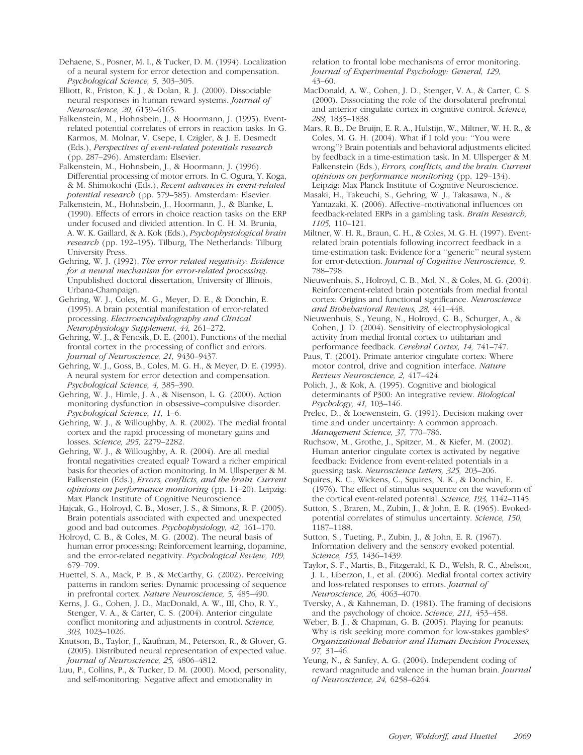Dehaene, S., Posner, M. I., & Tucker, D. M. (1994). Localization of a neural system for error detection and compensation. *Psychological Science, 5,* 303–305.

Elliott, R., Friston, K. J., & Dolan, R. J. (2000). Dissociable neural responses in human reward systems. *Journal of Neuroscience, 20,* 6159–6165.

Falkenstein, M., Hohnsbein, J., & Hoormann, J. (1995). Event-related potential correlates of errors in reaction tasks. In G. Karmos, M. Molnar, V. Csepe, I. Czigler, & J. E. Desmedt (Eds.), *Perspectives of event-related potentials research* (pp. 287–296). Amsterdam: Elsevier.

Falkenstein, M., Hohnsbein, J., & Hoormann, J. (1996). Differential processing of motor errors. In C. Ogura, Y. Koga, & M. Shimokochi (Eds.), *Recent advances in event-related potential research* (pp. 579–585). Amsterdam: Elsevier.

Falkenstein, M., Hohnsbein, J., Hoormann, J., & Blanke, L. (1990). Effects of errors in choice reaction tasks on the ERP under focused and divided attention. In C. H. M. Brunia, A. W. K. Gaillard, & A. Kok (Eds.), *Psychophysiological brain research* (pp. 192–195). Tilburg, The Netherlands: Tilburg University Press.

Gehring, W. J. (1992). *The error related negativity: Evidence for a neural mechanism for error-related processing.* Unpublished doctoral dissertation, University of Illinois, Urbana-Champaign.

Gehring, W. J., Coles, M. G., Meyer, D. E., & Donchin, E. (1995). A brain potential manifestation of error-related processing. *Electroencephalography and Clinical Neurophysiology Supplement, 44,* 261–272.

Gehring, W. J., & Fencsik, D. E. (2001). Functions of the medial frontal cortex in the processing of conflict and errors. *Journal of Neuroscience, 21,* 9430–9437.

Gehring, W. J., Goss, B., Coles, M. G. H., & Meyer, D. E. (1993). A neural system for error detection and compensation. *Psychological Science, 4,* 385–390.

Gehring, W. J., Himle, J. A., & Nisenson, L. G. (2000). Action monitoring dysfunction in obsessive–compulsive disorder. *Psychological Science, 11,* 1–6.

Gehring, W. J., & Willoughby, A. R. (2002). The medial frontal cortex and the rapid processing of monetary gains and losses. *Science, 295,* 2279–2282.

Gehring, W. J., & Willoughby, A. R. (2004). Are all medial frontal negativities created equal? Toward a richer empirical basis for theories of action monitoring. In M. Ullsperger & M. Falkenstein (Eds.), *Errors, conflicts, and the brain. Current opinions on performance monitoring* (pp. 14–20). Leipzig: Max Planck Institute of Cognitive Neuroscience.

Hajcak, G., Holroyd, C. B., Moser, J. S., & Simons, R. F. (2005). Brain potentials associated with expected and unexpected good and bad outcomes. *Psychophysiology, 42,* 161–170.

Holroyd, C. B., & Coles, M. G. (2002). The neural basis of human error processing: Reinforcement learning, dopamine, and the error-related negativity. *Psychological Review, 109,* 679–709.

Huettel, S. A., Mack, P. B., & McCarthy, G. (2002). Perceiving patterns in random series: Dynamic processing of sequence in prefrontal cortex. *Nature Neuroscience, 5,* 485–490.

Kerns, J. G., Cohen, J. D., MacDonald, A. W., III, Cho, R. Y., Stenger, V. A., & Carter, C. S. (2004). Anterior cingulate conflict monitoring and adjustments in control. *Science, 303,* 1023–1026.

Knutson, B., Taylor, J., Kaufman, M., Peterson, R., & Glover, G. (2005). Distributed neural representation of expected value. *Journal of Neuroscience, 25,* 4806–4812.

Luu, P., Collins, P., & Tucker, D. M. (2000). Mood, personality, and self-monitoring: Negative affect and emotionality in relation to frontal lobe mechanisms of error monitoring. *Journal of Experimental Psychology: General, 129,* 43–60.

MacDonald, A. W., Cohen, J. D., Stenger, V. A., & Carter, C. S. (2000). Dissociating the role of the dorsolateral prefrontal and anterior cingulate cortex in cognitive control. *Science, 288,* 1835–1838.

Mars, R. B., De Bruijn, E. R. A., Hulstijn, W., Miltner, W. H. R., & Coles, M. G. H. (2004). What if I told you: "You were wrong"? Brain potentials and behavioral adjustments elicited by feedback in a time-estimation task. In M. Ullsperger & M. Falkenstein (Eds.), *Errors, conflicts, and the brain. Current opinions on performance monitoring* (pp. 129–134). Leipzig: Max Planck Institute of Cognitive Neuroscience.

Masaki, H., Takeuchi, S., Gehring, W. J., Takasawa, N., & Yamazaki, K. (2006). Affective–motivational influences on feedback-related ERPs in a gambling task. *Brain Research, 1105,* 110–121.

Miltner, W. H. R., Braun, C. H., & Coles, M. G. H. (1997). Event-related brain potentials following incorrect feedback in a time-estimation task: Evidence for a "generic" neural system for error-detection. *Journal of Cognitive Neuroscience, 9,* 788–798.

Nieuwenhuis, S., Holroyd, C. B., Mol, N., & Coles, M. G. (2004). Reinforcement-related brain potentials from medial frontal cortex: Origins and functional significance. *Neuroscience and Biobehavioral Reviews, 28,* 441–448.

Nieuwenhuis, S., Yeung, N., Holroyd, C. B., Schurger, A., & Cohen, J. D. (2004). Sensitivity of electrophysiological activity from medial frontal cortex to utilitarian and performance feedback. *Cerebral Cortex, 14,* 741–747.

Paus, T. (2001). Primate anterior cingulate cortex: Where motor control, drive and cognition interface. *Nature Reviews Neuroscience, 2,* 417–424.

Polich, J., & Kok, A. (1995). Cognitive and biological determinants of P300: An integrative review. *Biological Psychology, 41,* 103–146.

Prelec, D., & Loewenstein, G. (1991). Decision making over time and under uncertainty: A common approach. *Management Science, 37,* 770–786.

Ruchsow, M., Grothe, J., Spitzer, M., & Kiefer, M. (2002). Human anterior cingulate cortex is activated by negative feedback: Evidence from event-related potentials in a guessing task. *Neuroscience Letters, 325,* 203–206.

Squires, K. C., Wickens, C., Squires, N. K., & Donchin, E. (1976). The effect of stimulus sequence on the waveform of the cortical event-related potential. *Science, 193,* 1142–1145.

Sutton, S., Braren, M., Zubin, J., & John, E. R. (1965). Evoked-potential correlates of stimulus uncertainty. *Science, 150,* 1187–1188.

Sutton, S., Tueting, P., Zubin, J., & John, E. R. (1967). Information delivery and the sensory evoked potential. *Science, 155,* 1436–1439.

Taylor, S. F., Martis, B., Fitzgerald, K. D., Welsh, R. C., Abelson, J. L., Liberzon, I., et al. (2006). Medial frontal cortex activity and loss-related responses to errors. *Journal of Neuroscience, 26,* 4063–4070.

Tversky, A., & Kahneman, D. (1981). The framing of decisions and the psychology of choice. *Science, 211,* 453–458.

Weber, B. J., & Chapman, G. B. (2005). Playing for peanuts: Why is risk seeking more common for low-stakes gambles? *Organizational Behavior and Human Decision Processes, 97,* 31–46.

Yeung, N., & Sanfey, A. G. (2004). Independent coding of reward magnitude and valence in the human brain. *Journal of Neuroscience, 24,* 6258–6264.